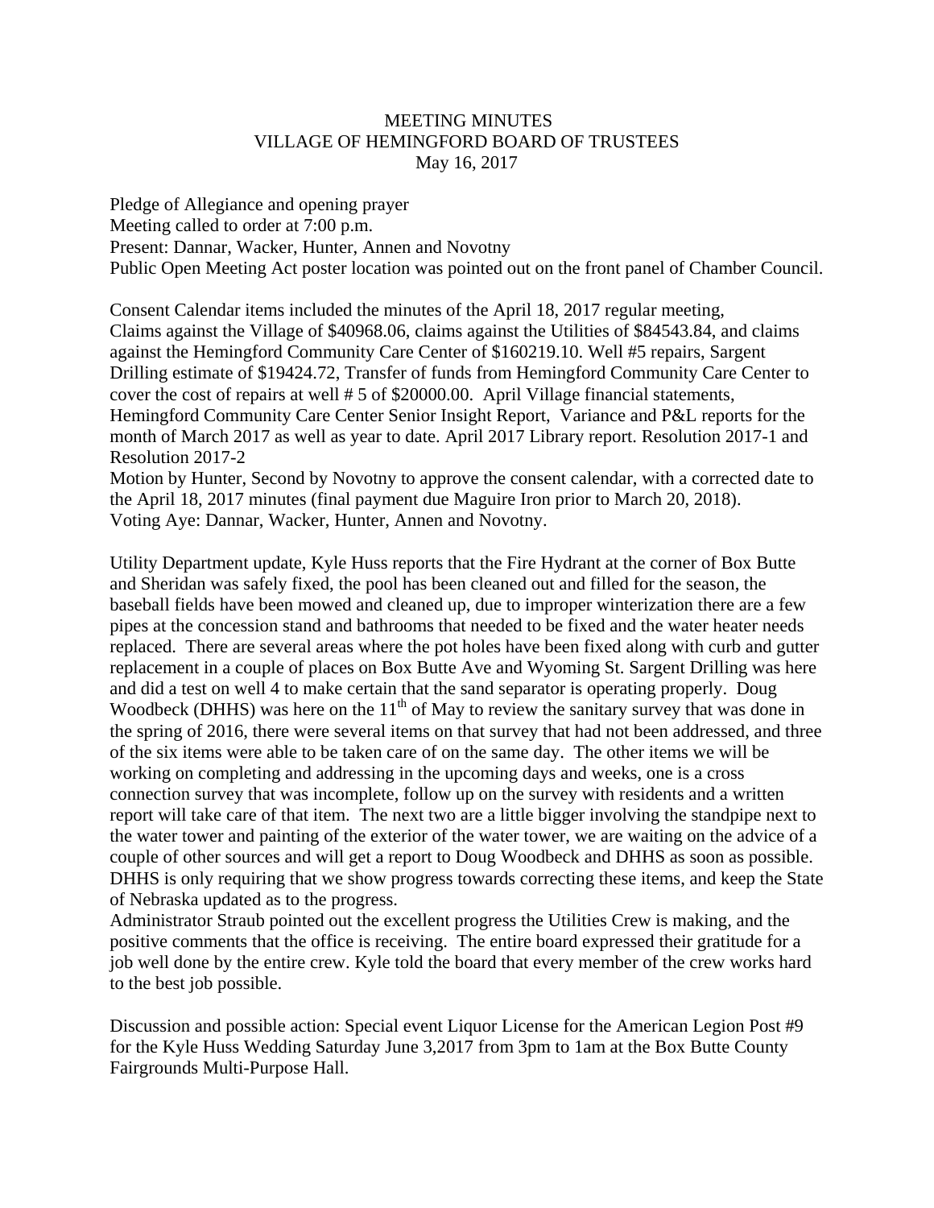# MEETING MINUTES
## VILLAGE OF HEMINGFORD BOARD OF TRUSTEES
### May 16, 2017

Pledge of Allegiance and opening prayer
Meeting called to order at 7:00 p.m.
Present: Dannar, Wacker, Hunter, Annen and Novotny
Public Open Meeting Act poster location was pointed out on the front panel of Chamber Council.

Consent Calendar items included the minutes of the April 18, 2017 regular meeting, Claims against the Village of $40968.06, claims against the Utilities of $84543.84, and claims against the Hemingford Community Care Center of $160219.10. Well #5 repairs, Sargent Drilling estimate of $19424.72, Transfer of funds from Hemingford Community Care Center to cover the cost of repairs at well # 5 of $20000.00. April Village financial statements, Hemingford Community Care Center Senior Insight Report, Variance and P&L reports for the month of March 2017 as well as year to date. April 2017 Library report. Resolution 2017-1 and Resolution 2017-2
Motion by Hunter, Second by Novotny to approve the consent calendar, with a corrected date to the April 18, 2017 minutes (final payment due Maguire Iron prior to March 20, 2018).
Voting Aye: Dannar, Wacker, Hunter, Annen and Novotny.

Utility Department update, Kyle Huss reports that the Fire Hydrant at the corner of Box Butte and Sheridan was safely fixed, the pool has been cleaned out and filled for the season, the baseball fields have been mowed and cleaned up, due to improper winterization there are a few pipes at the concession stand and bathrooms that needed to be fixed and the water heater needs replaced. There are several areas where the pot holes have been fixed along with curb and gutter replacement in a couple of places on Box Butte Ave and Wyoming St. Sargent Drilling was here and did a test on well 4 to make certain that the sand separator is operating properly. Doug Woodbeck (DHHS) was here on the 11th of May to review the sanitary survey that was done in the spring of 2016, there were several items on that survey that had not been addressed, and three of the six items were able to be taken care of on the same day. The other items we will be working on completing and addressing in the upcoming days and weeks, one is a cross connection survey that was incomplete, follow up on the survey with residents and a written report will take care of that item. The next two are a little bigger involving the standpipe next to the water tower and painting of the exterior of the water tower, we are waiting on the advice of a couple of other sources and will get a report to Doug Woodbeck and DHHS as soon as possible. DHHS is only requiring that we show progress towards correcting these items, and keep the State of Nebraska updated as to the progress.
Administrator Straub pointed out the excellent progress the Utilities Crew is making, and the positive comments that the office is receiving. The entire board expressed their gratitude for a job well done by the entire crew. Kyle told the board that every member of the crew works hard to the best job possible.

Discussion and possible action: Special event Liquor License for the American Legion Post #9 for the Kyle Huss Wedding Saturday June 3,2017 from 3pm to 1am at the Box Butte County Fairgrounds Multi-Purpose Hall.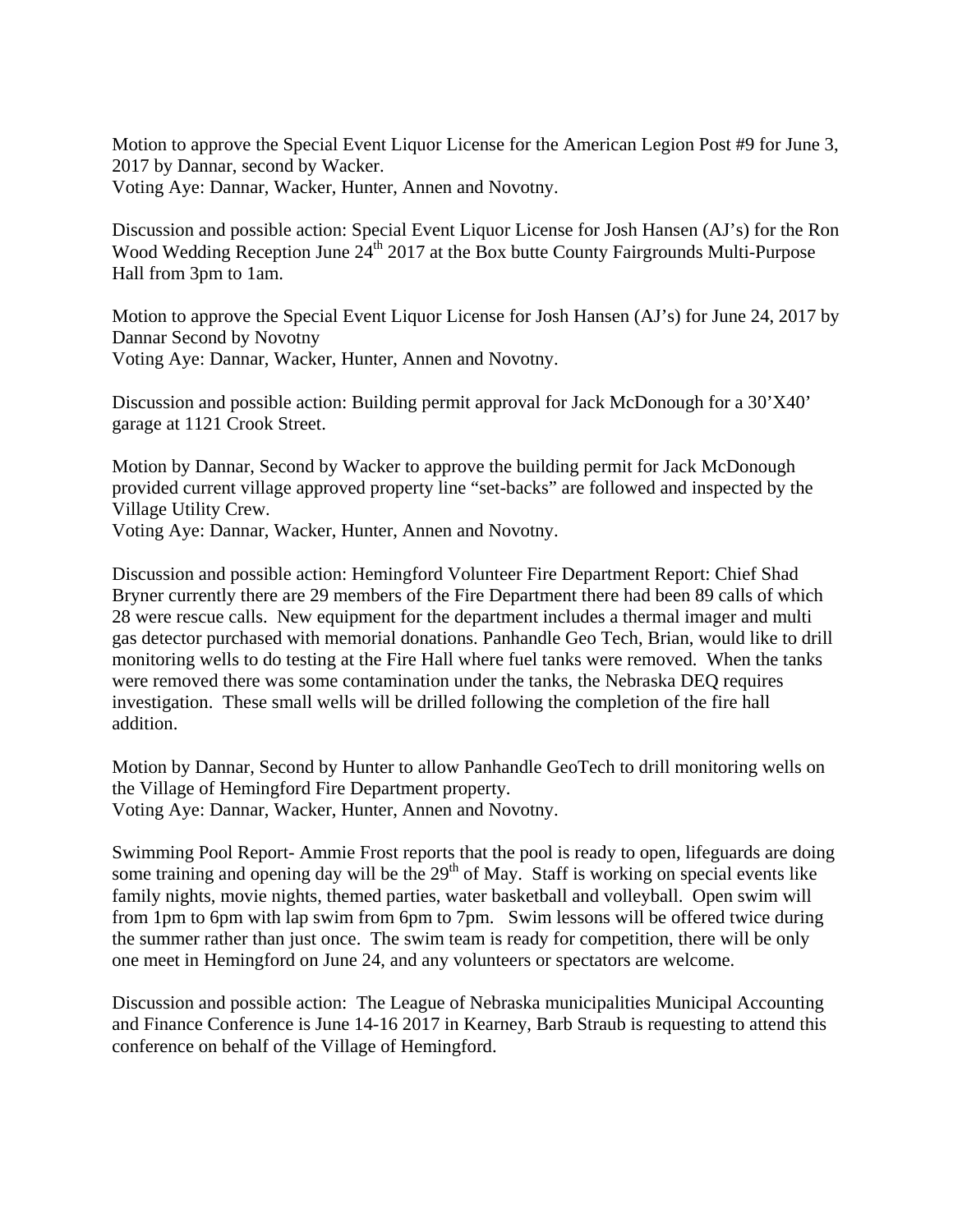Motion to approve the Special Event Liquor License for the American Legion Post #9 for June 3, 2017 by Dannar, second by Wacker.
Voting Aye: Dannar, Wacker, Hunter, Annen and Novotny.

Discussion and possible action: Special Event Liquor License for Josh Hansen (AJ's) for the Ron Wood Wedding Reception June 24th 2017 at the Box butte County Fairgrounds Multi-Purpose Hall from 3pm to 1am.

Motion to approve the Special Event Liquor License for Josh Hansen (AJ's) for June 24, 2017 by Dannar Second by Novotny
Voting Aye: Dannar, Wacker, Hunter, Annen and Novotny.

Discussion and possible action: Building permit approval for Jack McDonough for a 30'X40' garage at 1121 Crook Street.

Motion by Dannar, Second by Wacker to approve the building permit for Jack McDonough provided current village approved property line "set-backs" are followed and inspected by the Village Utility Crew.
Voting Aye: Dannar, Wacker, Hunter, Annen and Novotny.

Discussion and possible action: Hemingford Volunteer Fire Department Report: Chief Shad Bryner currently there are 29 members of the Fire Department there had been 89 calls of which 28 were rescue calls. New equipment for the department includes a thermal imager and multi gas detector purchased with memorial donations. Panhandle Geo Tech, Brian, would like to drill monitoring wells to do testing at the Fire Hall where fuel tanks were removed. When the tanks were removed there was some contamination under the tanks, the Nebraska DEQ requires investigation. These small wells will be drilled following the completion of the fire hall addition.

Motion by Dannar, Second by Hunter to allow Panhandle GeoTech to drill monitoring wells on the Village of Hemingford Fire Department property.
Voting Aye: Dannar, Wacker, Hunter, Annen and Novotny.

Swimming Pool Report- Ammie Frost reports that the pool is ready to open, lifeguards are doing some training and opening day will be the 29th of May. Staff is working on special events like family nights, movie nights, themed parties, water basketball and volleyball. Open swim will from 1pm to 6pm with lap swim from 6pm to 7pm. Swim lessons will be offered twice during the summer rather than just once. The swim team is ready for competition, there will be only one meet in Hemingford on June 24, and any volunteers or spectators are welcome.

Discussion and possible action: The League of Nebraska municipalities Municipal Accounting and Finance Conference is June 14-16 2017 in Kearney, Barb Straub is requesting to attend this conference on behalf of the Village of Hemingford.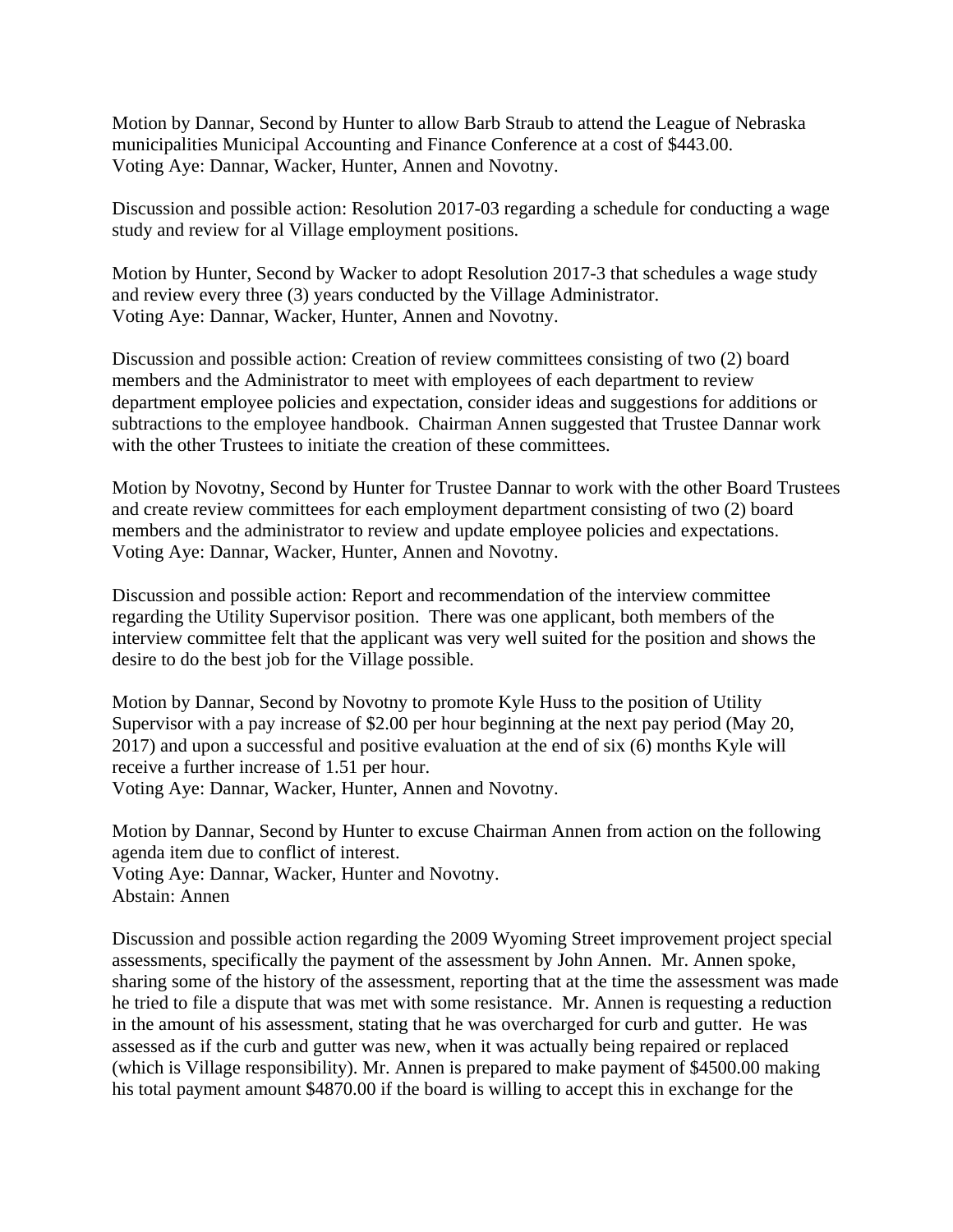Motion by Dannar, Second by Hunter to allow Barb Straub to attend the League of Nebraska municipalities Municipal Accounting and Finance Conference at a cost of $443.00.
Voting Aye: Dannar, Wacker, Hunter, Annen and Novotny.

Discussion and possible action: Resolution 2017-03 regarding a schedule for conducting a wage study and review for al Village employment positions.

Motion by Hunter, Second by Wacker to adopt Resolution 2017-3 that schedules a wage study and review every three (3) years conducted by the Village Administrator.
Voting Aye: Dannar, Wacker, Hunter, Annen and Novotny.

Discussion and possible action: Creation of review committees consisting of two (2) board members and the Administrator to meet with employees of each department to review department employee policies and expectation, consider ideas and suggestions for additions or subtractions to the employee handbook. Chairman Annen suggested that Trustee Dannar work with the other Trustees to initiate the creation of these committees.

Motion by Novotny, Second by Hunter for Trustee Dannar to work with the other Board Trustees and create review committees for each employment department consisting of two (2) board members and the administrator to review and update employee policies and expectations.
Voting Aye: Dannar, Wacker, Hunter, Annen and Novotny.

Discussion and possible action: Report and recommendation of the interview committee regarding the Utility Supervisor position. There was one applicant, both members of the interview committee felt that the applicant was very well suited for the position and shows the desire to do the best job for the Village possible.

Motion by Dannar, Second by Novotny to promote Kyle Huss to the position of Utility Supervisor with a pay increase of $2.00 per hour beginning at the next pay period (May 20, 2017) and upon a successful and positive evaluation at the end of six (6) months Kyle will receive a further increase of 1.51 per hour.
Voting Aye: Dannar, Wacker, Hunter, Annen and Novotny.

Motion by Dannar, Second by Hunter to excuse Chairman Annen from action on the following agenda item due to conflict of interest.
Voting Aye: Dannar, Wacker, Hunter and Novotny.
Abstain: Annen

Discussion and possible action regarding the 2009 Wyoming Street improvement project special assessments, specifically the payment of the assessment by John Annen. Mr. Annen spoke, sharing some of the history of the assessment, reporting that at the time the assessment was made he tried to file a dispute that was met with some resistance. Mr. Annen is requesting a reduction in the amount of his assessment, stating that he was overcharged for curb and gutter. He was assessed as if the curb and gutter was new, when it was actually being repaired or replaced (which is Village responsibility). Mr. Annen is prepared to make payment of $4500.00 making his total payment amount $4870.00 if the board is willing to accept this in exchange for the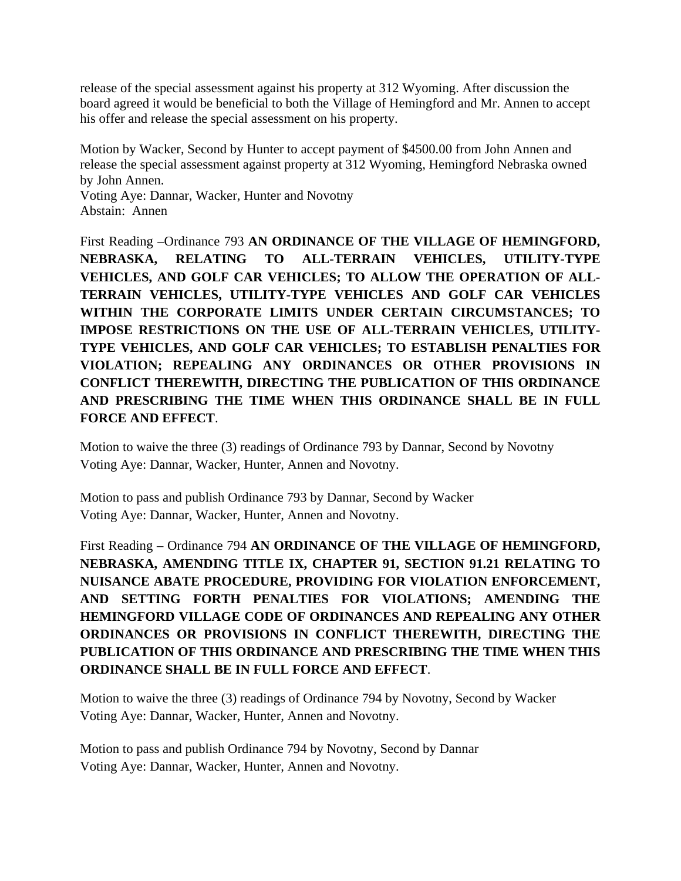release of the special assessment against his property at 312 Wyoming. After discussion the board agreed it would be beneficial to both the Village of Hemingford and Mr. Annen to accept his offer and release the special assessment on his property.

Motion by Wacker, Second by Hunter to accept payment of $4500.00 from John Annen and release the special assessment against property at 312 Wyoming, Hemingford Nebraska owned by John Annen.
Voting Aye: Dannar, Wacker, Hunter and Novotny
Abstain: Annen

First Reading –Ordinance 793 **AN ORDINANCE OF THE VILLAGE OF HEMINGFORD, NEBRASKA, RELATING TO ALL-TERRAIN VEHICLES, UTILITY-TYPE VEHICLES, AND GOLF CAR VEHICLES; TO ALLOW THE OPERATION OF ALL-TERRAIN VEHICLES, UTILITY-TYPE VEHICLES AND GOLF CAR VEHICLES WITHIN THE CORPORATE LIMITS UNDER CERTAIN CIRCUMSTANCES; TO IMPOSE RESTRICTIONS ON THE USE OF ALL-TERRAIN VEHICLES, UTILITY-TYPE VEHICLES, AND GOLF CAR VEHICLES; TO ESTABLISH PENALTIES FOR VIOLATION; REPEALING ANY ORDINANCES OR OTHER PROVISIONS IN CONFLICT THEREWITH, DIRECTING THE PUBLICATION OF THIS ORDINANCE AND PRESCRIBING THE TIME WHEN THIS ORDINANCE SHALL BE IN FULL FORCE AND EFFECT**.

Motion to waive the three (3) readings of Ordinance 793 by Dannar, Second by Novotny
Voting Aye: Dannar, Wacker, Hunter, Annen and Novotny.

Motion to pass and publish Ordinance 793 by Dannar, Second by Wacker
Voting Aye: Dannar, Wacker, Hunter, Annen and Novotny.

First Reading – Ordinance 794 **AN ORDINANCE OF THE VILLAGE OF HEMINGFORD, NEBRASKA, AMENDING TITLE IX, CHAPTER 91, SECTION 91.21 RELATING TO NUISANCE ABATE PROCEDURE, PROVIDING FOR VIOLATION ENFORCEMENT, AND SETTING FORTH PENALTIES FOR VIOLATIONS; AMENDING THE HEMINGFORD VILLAGE CODE OF ORDINANCES AND REPEALING ANY OTHER ORDINANCES OR PROVISIONS IN CONFLICT THEREWITH, DIRECTING THE PUBLICATION OF THIS ORDINANCE AND PRESCRIBING THE TIME WHEN THIS ORDINANCE SHALL BE IN FULL FORCE AND EFFECT**.

Motion to waive the three (3) readings of Ordinance 794 by Novotny, Second by Wacker
Voting Aye: Dannar, Wacker, Hunter, Annen and Novotny.

Motion to pass and publish Ordinance 794 by Novotny, Second by Dannar
Voting Aye: Dannar, Wacker, Hunter, Annen and Novotny.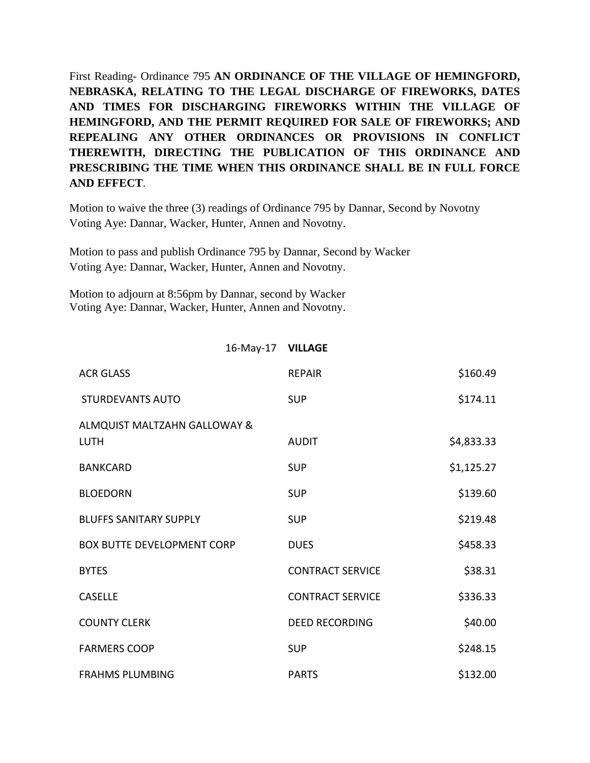First Reading- Ordinance 795 **AN ORDINANCE OF THE VILLAGE OF HEMINGFORD, NEBRASKA, RELATING TO THE LEGAL DISCHARGE OF FIREWORKS, DATES AND TIMES FOR DISCHARGING FIREWORKS WITHIN THE VILLAGE OF HEMINGFORD, AND THE PERMIT REQUIRED FOR SALE OF FIREWORKS; AND REPEALING ANY OTHER ORDINANCES OR PROVISIONS IN CONFLICT THEREWITH, DIRECTING THE PUBLICATION OF THIS ORDINANCE AND PRESCRIBING THE TIME WHEN THIS ORDINANCE SHALL BE IN FULL FORCE AND EFFECT**.

Motion to waive the three (3) readings of Ordinance 795 by Dannar, Second by Novotny
Voting Aye: Dannar, Wacker, Hunter, Annen and Novotny.

Motion to pass and publish Ordinance 795 by Dannar, Second by Wacker
Voting Aye: Dannar, Wacker, Hunter, Annen and Novotny.

Motion to adjourn at 8:56pm by Dannar, second by Wacker
Voting Aye: Dannar, Wacker, Hunter, Annen and Novotny.

| 16-May-17 | **VILLAGE** | |
|---|---|---|
| ACR GLASS | REPAIR | $160.49 |
| STURDEVANTS AUTO | SUP | $174.11 |
| ALMQUIST MALTZAHN GALLOWAY & LUTH | AUDIT | $4,833.33 |
| BANKCARD | SUP | $1,125.27 |
| BLOEDORN | SUP | $139.60 |
| BLUFFS SANITARY SUPPLY | SUP | $219.48 |
| BOX BUTTE DEVELOPMENT CORP | DUES | $458.33 |
| BYTES | CONTRACT SERVICE | $38.31 |
| CASELLE | CONTRACT SERVICE | $336.33 |
| COUNTY CLERK | DEED RECORDING | $40.00 |
| FARMERS COOP | SUP | $248.15 |
| FRAHMS PLUMBING | PARTS | $132.00 |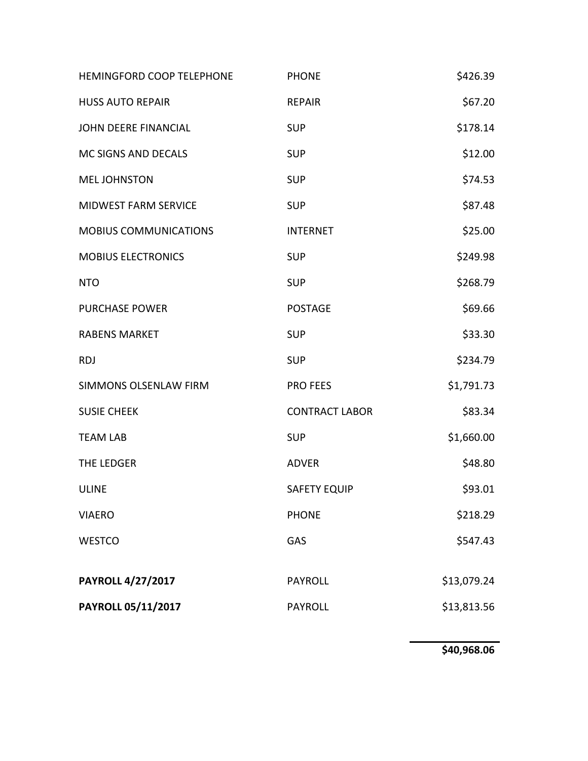| | | |
|---|---|---|
| HEMINGFORD COOP TELEPHONE | PHONE | $426.39 |
| HUSS AUTO REPAIR | REPAIR | $67.20 |
| JOHN DEERE FINANCIAL | SUP | $178.14 |
| MC SIGNS AND DECALS | SUP | $12.00 |
| MEL JOHNSTON | SUP | $74.53 |
| MIDWEST FARM SERVICE | SUP | $87.48 |
| MOBIUS COMMUNICATIONS | INTERNET | $25.00 |
| MOBIUS ELECTRONICS | SUP | $249.98 |
| NTO | SUP | $268.79 |
| PURCHASE POWER | POSTAGE | $69.66 |
| RABENS MARKET | SUP | $33.30 |
| RDJ | SUP | $234.79 |
| SIMMONS OLSENLAW FIRM | PRO FEES | $1,791.73 |
| SUSIE CHEEK | CONTRACT LABOR | $83.34 |
| TEAM LAB | SUP | $1,660.00 |
| THE LEDGER | ADVER | $48.80 |
| ULINE | SAFETY EQUIP | $93.01 |
| VIAERO | PHONE | $218.29 |
| WESTCO | GAS | $547.43 |
| **PAYROLL 4/27/2017** | PAYROLL | $13,079.24 |
| **PAYROLL 05/11/2017** | PAYROLL | $13,813.56 |
| | | **$40,968.06** |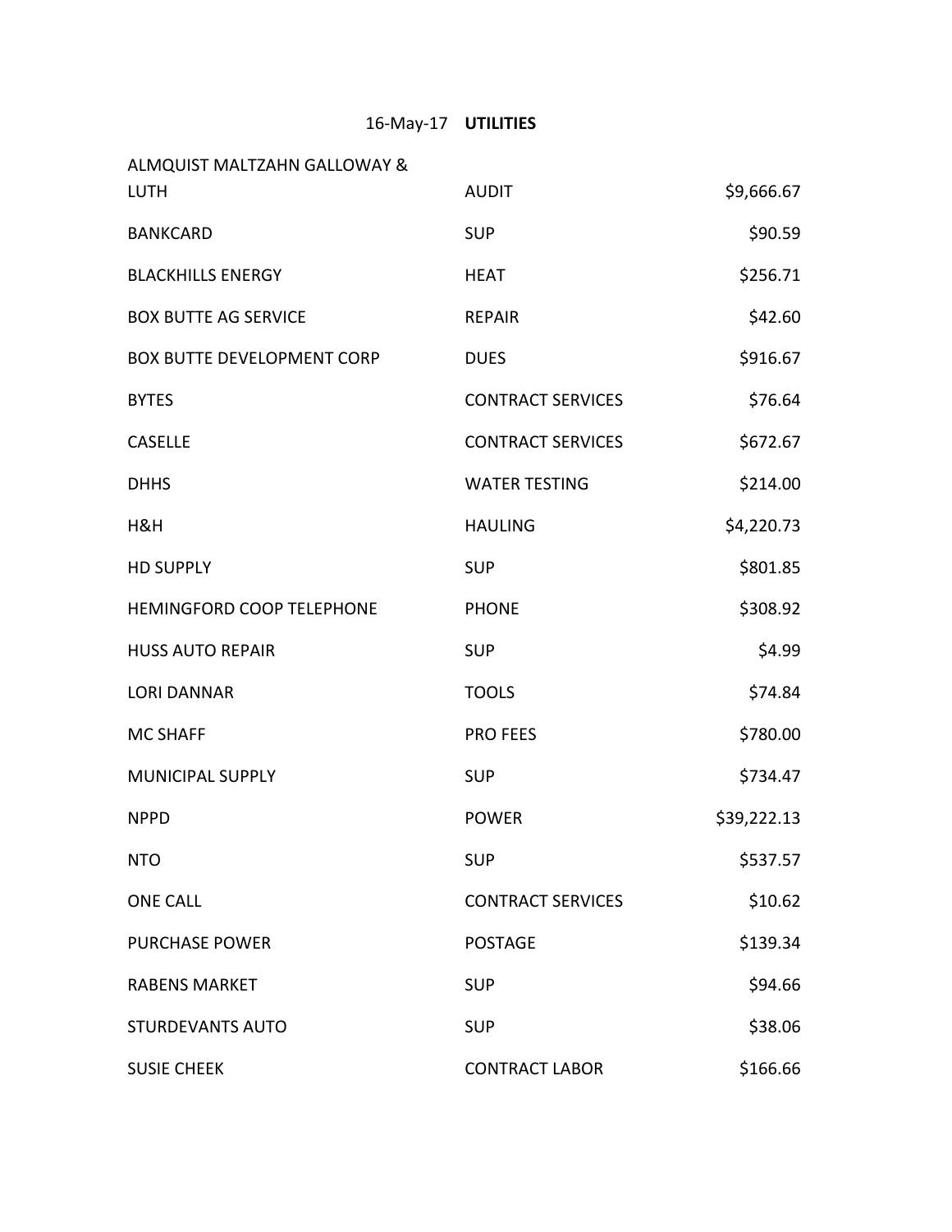16-May-17 **UTILITIES**

| | | |
|---|---|---|
| ALMQUIST MALTZAHN GALLOWAY & LUTH | AUDIT | $9,666.67 |
| BANKCARD | SUP | $90.59 |
| BLACKHILLS ENERGY | HEAT | $256.71 |
| BOX BUTTE AG SERVICE | REPAIR | $42.60 |
| BOX BUTTE DEVELOPMENT CORP | DUES | $916.67 |
| BYTES | CONTRACT SERVICES | $76.64 |
| CASELLE | CONTRACT SERVICES | $672.67 |
| DHHS | WATER TESTING | $214.00 |
| H&H | HAULING | $4,220.73 |
| HD SUPPLY | SUP | $801.85 |
| HEMINGFORD COOP TELEPHONE | PHONE | $308.92 |
| HUSS AUTO REPAIR | SUP | $4.99 |
| LORI DANNAR | TOOLS | $74.84 |
| MC SHAFF | PRO FEES | $780.00 |
| MUNICIPAL SUPPLY | SUP | $734.47 |
| NPPD | POWER | $39,222.13 |
| NTO | SUP | $537.57 |
| ONE CALL | CONTRACT SERVICES | $10.62 |
| PURCHASE POWER | POSTAGE | $139.34 |
| RABENS MARKET | SUP | $94.66 |
| STURDEVANTS AUTO | SUP | $38.06 |
| SUSIE CHEEK | CONTRACT LABOR | $166.66 |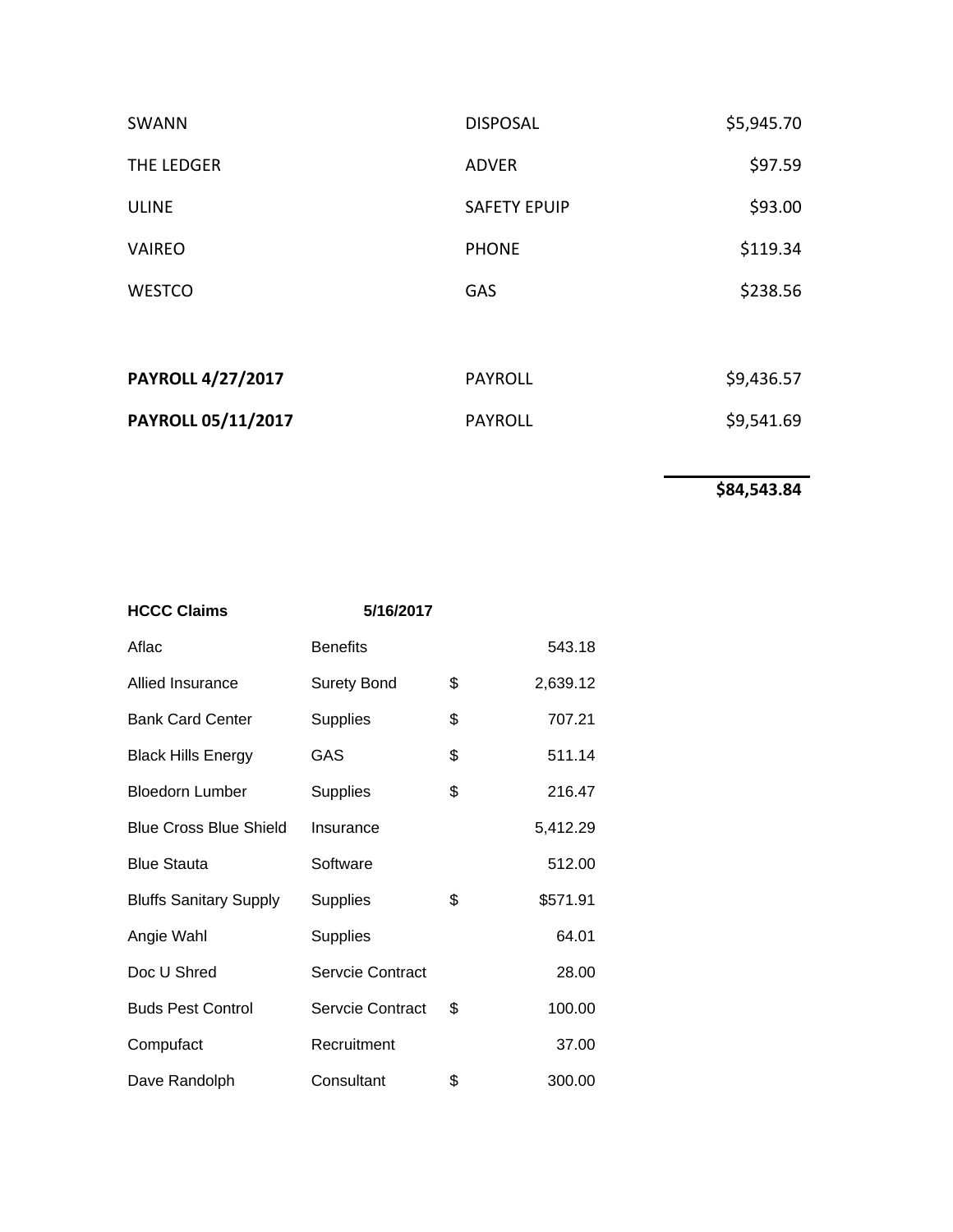| | | |
|---|---|---|
| SWANN | DISPOSAL | $5,945.70 |
| THE LEDGER | ADVER | $97.59 |
| ULINE | SAFETY EPUIP | $93.00 |
| VAIREO | PHONE | $119.34 |
| WESTCO | GAS | $238.56 |
| | | |
| **PAYROLL 4/27/2017** | PAYROLL | $9,436.57 |
| **PAYROLL 05/11/2017** | PAYROLL | $9,541.69 |
| | | **$84,543.84** |

| **HCCC Claims** | **5/16/2017** | | |
|---|---|---|---|
| Aflac | Benefits | | 543.18 |
| Allied Insurance | Surety Bond | $ | 2,639.12 |
| Bank Card Center | Supplies | $ | 707.21 |
| Black Hills Energy | GAS | $ | 511.14 |
| Bloedorn Lumber | Supplies | $ | 216.47 |
| Blue Cross Blue Shield | Insurance | | 5,412.29 |
| Blue Stauta | Software | | 512.00 |
| Bluffs Sanitary Supply | Supplies | $ | $571.91 |
| Angie Wahl | Supplies | | 64.01 |
| Doc U Shred | Servcie Contract | | 28.00 |
| Buds Pest Control | Servcie Contract | $ | 100.00 |
| Compufact | Recruitment | | 37.00 |
| Dave Randolph | Consultant | $ | 300.00 |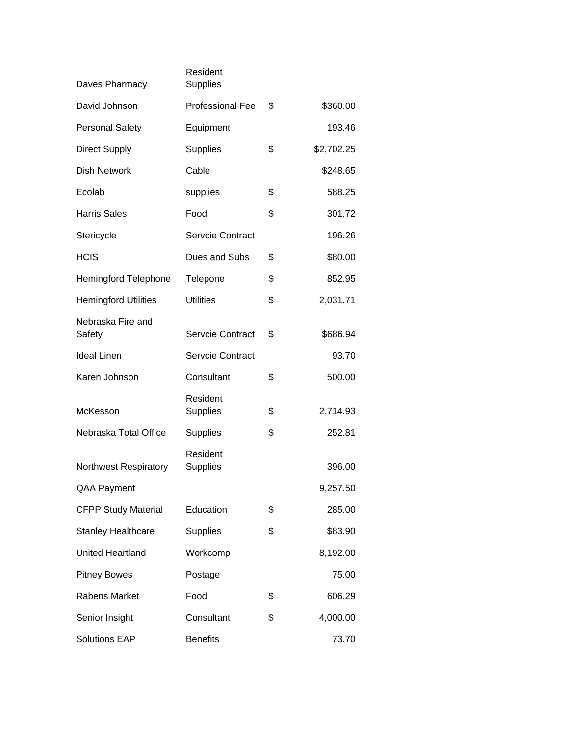| | | | |
|---|---|---|---|
| Daves Pharmacy | Resident Supplies | | |
| David Johnson | Professional Fee | $ | $360.00 |
| Personal Safety | Equipment | | 193.46 |
| Direct Supply | Supplies | $ | $2,702.25 |
| Dish Network | Cable | | $248.65 |
| Ecolab | supplies | $ | 588.25 |
| Harris Sales | Food | $ | 301.72 |
| Stericycle | Servcie Contract | | 196.26 |
| HCIS | Dues and Subs | $ | $80.00 |
| Hemingford Telephone | Telepone | $ | 852.95 |
| Hemingford Utilities | Utilities | $ | 2,031.71 |
| Nebraska Fire and Safety | Servcie Contract | $ | $686.94 |
| Ideal Linen | Servcie Contract | | 93.70 |
| Karen Johnson | Consultant | $ | 500.00 |
| McKesson | Resident Supplies | $ | 2,714.93 |
| Nebraska Total Office | Supplies | $ | 252.81 |
| Northwest Respiratory | Resident Supplies | | 396.00 |
| QAA Payment | | | 9,257.50 |
| CFPP Study Material | Education | $ | 285.00 |
| Stanley Healthcare | Supplies | $ | $83.90 |
| United Heartland | Workcomp | | 8,192.00 |
| Pitney Bowes | Postage | | 75.00 |
| Rabens Market | Food | $ | 606.29 |
| Senior Insight | Consultant | $ | 4,000.00 |
| Solutions EAP | Benefits | | 73.70 |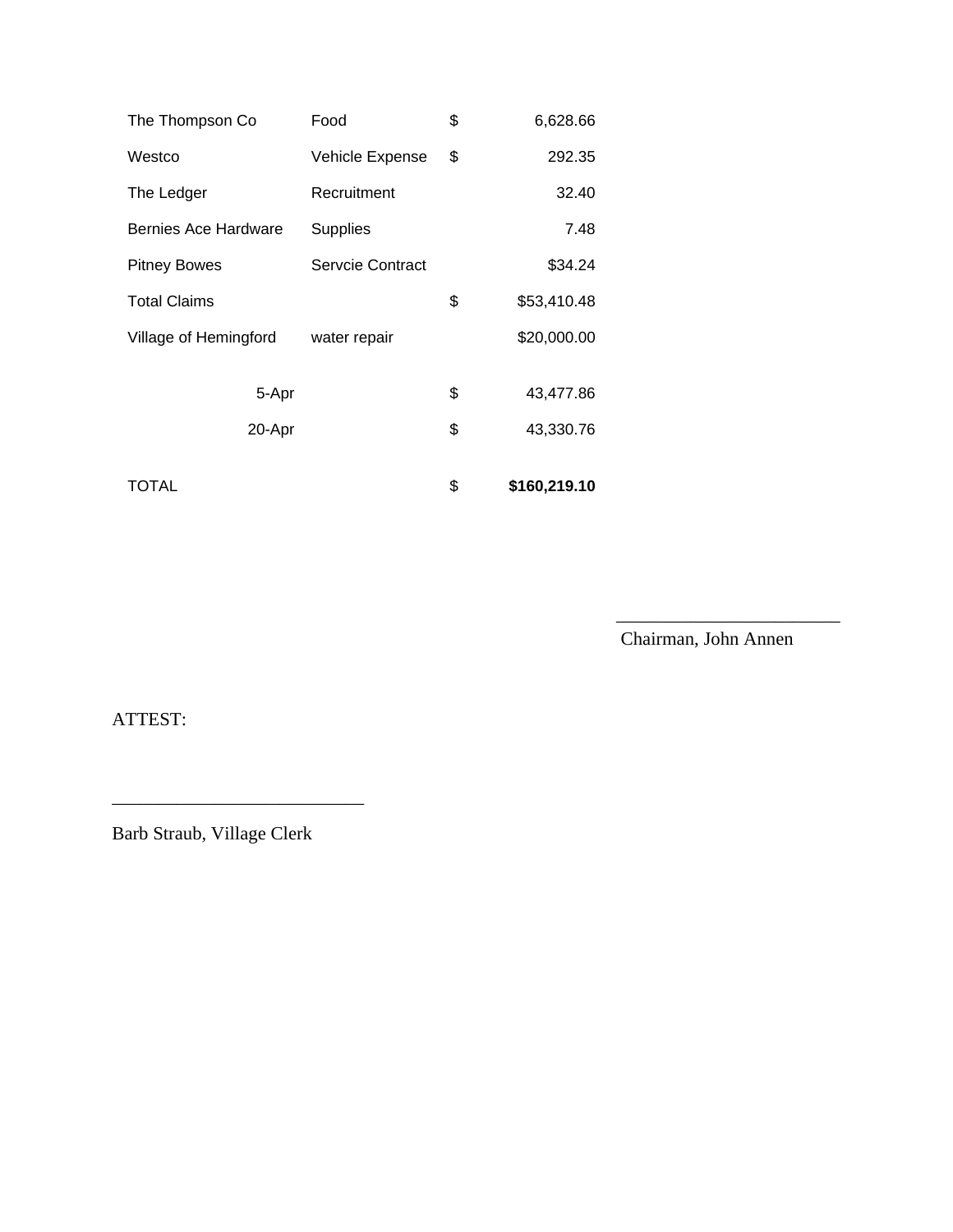| | | | |
|---|---|---|---|
| The Thompson Co | Food | $ | 6,628.66 |
| Westco | Vehicle Expense | $ | 292.35 |
| The Ledger | Recruitment | | 32.40 |
| Bernies Ace Hardware | Supplies | | 7.48 |
| Pitney Bowes | Servcie Contract | | $34.24 |
| Total Claims | | $ | $53,410.48 |
| Village of Hemingford | water repair | | $20,000.00 |
| 5-Apr | | $ | 43,477.86 |
| 20-Apr | | $ | 43,330.76 |
| TOTAL | | $ | **$160,219.10** |

\_\_\_\_\_\_\_\_\_\_\_\_\_\_\_\_\_\_\_\_\_\_\_\_

Chairman, John Annen

ATTEST:

\_\_\_\_\_\_\_\_\_\_\_\_\_\_\_\_\_\_\_\_\_\_\_\_\_\_\_

Barb Straub, Village Clerk